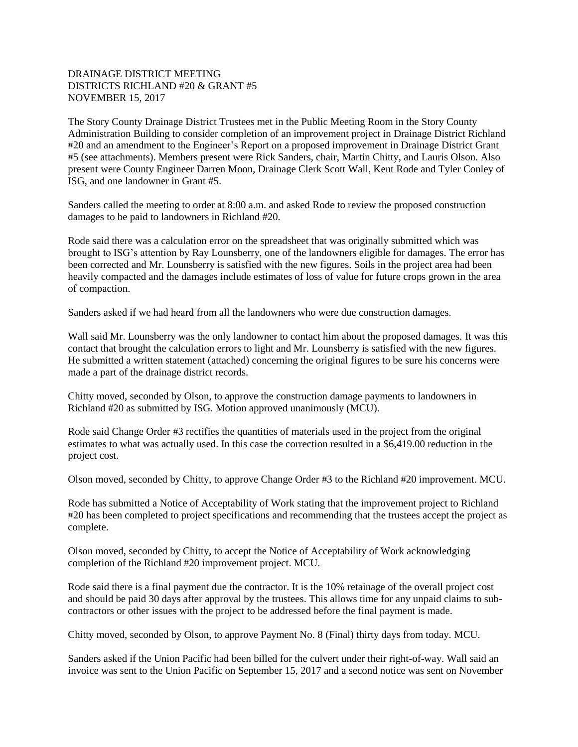DRAINAGE DISTRICT MEETING
DISTRICTS RICHLAND #20 & GRANT #5
NOVEMBER 15, 2017

The Story County Drainage District Trustees met in the Public Meeting Room in the Story County Administration Building to consider completion of an improvement project in Drainage District Richland #20 and an amendment to the Engineer's Report on a proposed improvement in Drainage District Grant #5 (see attachments). Members present were Rick Sanders, chair, Martin Chitty, and Lauris Olson. Also present were County Engineer Darren Moon, Drainage Clerk Scott Wall, Kent Rode and Tyler Conley of ISG, and one landowner in Grant #5.

Sanders called the meeting to order at 8:00 a.m. and asked Rode to review the proposed construction damages to be paid to landowners in Richland #20.

Rode said there was a calculation error on the spreadsheet that was originally submitted which was brought to ISG's attention by Ray Lounsberry, one of the landowners eligible for damages. The error has been corrected and Mr. Lounsberry is satisfied with the new figures. Soils in the project area had been heavily compacted and the damages include estimates of loss of value for future crops grown in the area of compaction.

Sanders asked if we had heard from all the landowners who were due construction damages.

Wall said Mr. Lounsberry was the only landowner to contact him about the proposed damages. It was this contact that brought the calculation errors to light and Mr. Lounsberry is satisfied with the new figures. He submitted a written statement (attached) concerning the original figures to be sure his concerns were made a part of the drainage district records.

Chitty moved, seconded by Olson, to approve the construction damage payments to landowners in Richland #20 as submitted by ISG. Motion approved unanimously (MCU).

Rode said Change Order #3 rectifies the quantities of materials used in the project from the original estimates to what was actually used. In this case the correction resulted in a $6,419.00 reduction in the project cost.

Olson moved, seconded by Chitty, to approve Change Order #3 to the Richland #20 improvement. MCU.

Rode has submitted a Notice of Acceptability of Work stating that the improvement project to Richland #20 has been completed to project specifications and recommending that the trustees accept the project as complete.

Olson moved, seconded by Chitty, to accept the Notice of Acceptability of Work acknowledging completion of the Richland #20 improvement project. MCU.

Rode said there is a final payment due the contractor. It is the 10% retainage of the overall project cost and should be paid 30 days after approval by the trustees. This allows time for any unpaid claims to sub-contractors or other issues with the project to be addressed before the final payment is made.

Chitty moved, seconded by Olson, to approve Payment No. 8 (Final) thirty days from today. MCU.

Sanders asked if the Union Pacific had been billed for the culvert under their right-of-way. Wall said an invoice was sent to the Union Pacific on September 15, 2017 and a second notice was sent on November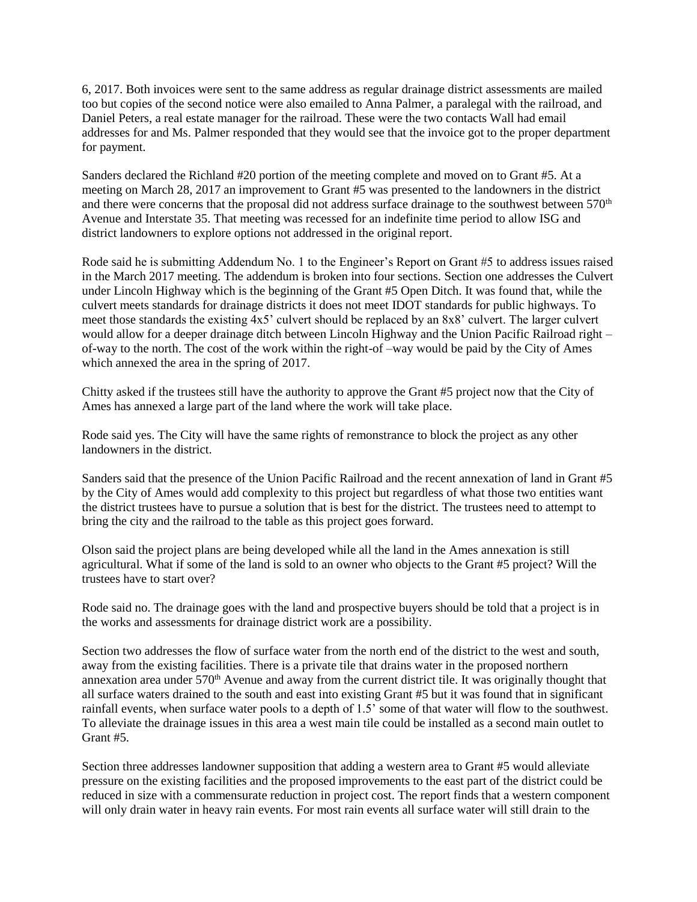6, 2017. Both invoices were sent to the same address as regular drainage district assessments are mailed too but copies of the second notice were also emailed to Anna Palmer, a paralegal with the railroad, and Daniel Peters, a real estate manager for the railroad. These were the two contacts Wall had email addresses for and Ms. Palmer responded that they would see that the invoice got to the proper department for payment.

Sanders declared the Richland #20 portion of the meeting complete and moved on to Grant #5. At a meeting on March 28, 2017 an improvement to Grant #5 was presented to the landowners in the district and there were concerns that the proposal did not address surface drainage to the southwest between 570th Avenue and Interstate 35. That meeting was recessed for an indefinite time period to allow ISG and district landowners to explore options not addressed in the original report.

Rode said he is submitting Addendum No. 1 to the Engineer's Report on Grant #5 to address issues raised in the March 2017 meeting. The addendum is broken into four sections. Section one addresses the Culvert under Lincoln Highway which is the beginning of the Grant #5 Open Ditch. It was found that, while the culvert meets standards for drainage districts it does not meet IDOT standards for public highways. To meet those standards the existing 4x5' culvert should be replaced by an 8x8' culvert. The larger culvert would allow for a deeper drainage ditch between Lincoln Highway and the Union Pacific Railroad right – of-way to the north. The cost of the work within the right-of –way would be paid by the City of Ames which annexed the area in the spring of 2017.

Chitty asked if the trustees still have the authority to approve the Grant #5 project now that the City of Ames has annexed a large part of the land where the work will take place.

Rode said yes. The City will have the same rights of remonstrance to block the project as any other landowners in the district.

Sanders said that the presence of the Union Pacific Railroad and the recent annexation of land in Grant #5 by the City of Ames would add complexity to this project but regardless of what those two entities want the district trustees have to pursue a solution that is best for the district. The trustees need to attempt to bring the city and the railroad to the table as this project goes forward.

Olson said the project plans are being developed while all the land in the Ames annexation is still agricultural. What if some of the land is sold to an owner who objects to the Grant #5 project? Will the trustees have to start over?

Rode said no. The drainage goes with the land and prospective buyers should be told that a project is in the works and assessments for drainage district work are a possibility.

Section two addresses the flow of surface water from the north end of the district to the west and south, away from the existing facilities. There is a private tile that drains water in the proposed northern annexation area under 570th Avenue and away from the current district tile. It was originally thought that all surface waters drained to the south and east into existing Grant #5 but it was found that in significant rainfall events, when surface water pools to a depth of 1.5' some of that water will flow to the southwest. To alleviate the drainage issues in this area a west main tile could be installed as a second main outlet to Grant #5.

Section three addresses landowner supposition that adding a western area to Grant #5 would alleviate pressure on the existing facilities and the proposed improvements to the east part of the district could be reduced in size with a commensurate reduction in project cost. The report finds that a western component will only drain water in heavy rain events. For most rain events all surface water will still drain to the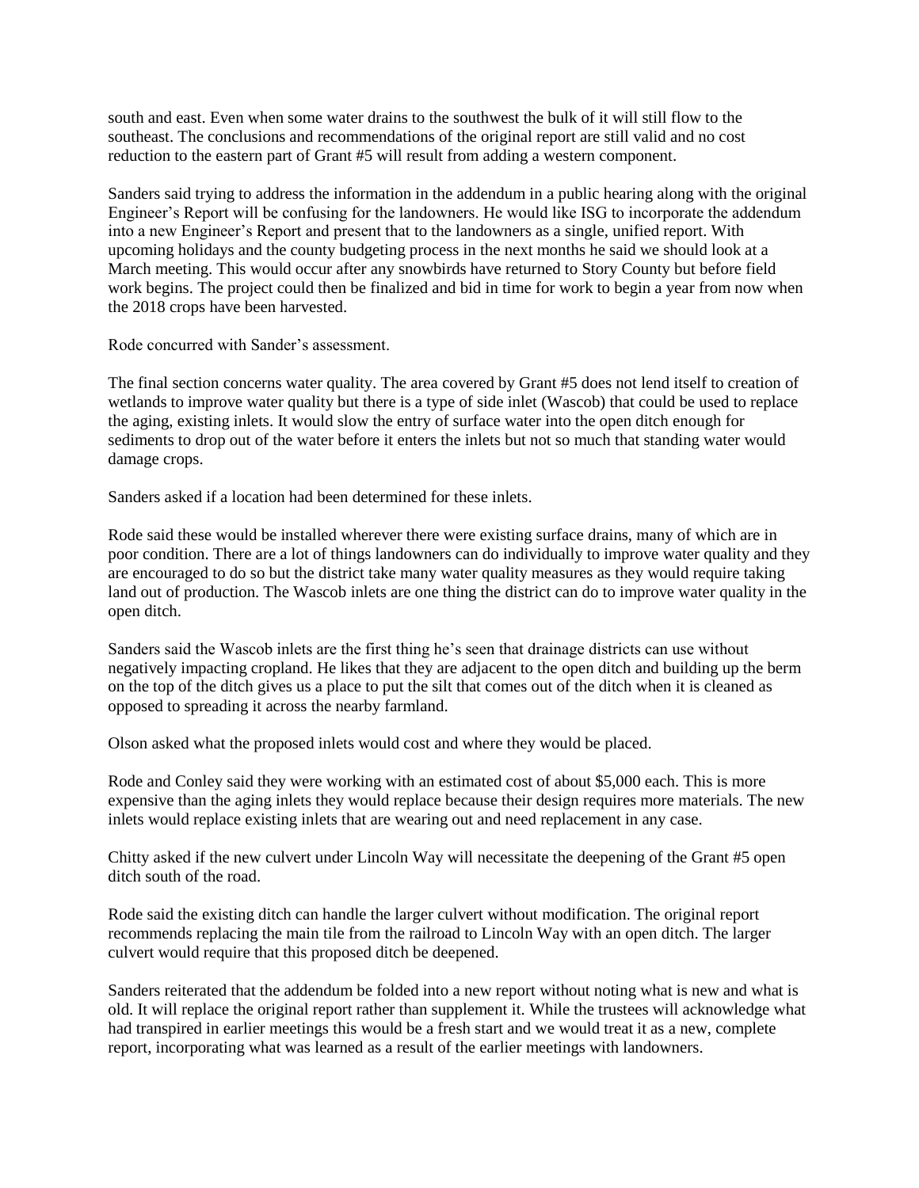south and east. Even when some water drains to the southwest the bulk of it will still flow to the southeast. The conclusions and recommendations of the original report are still valid and no cost reduction to the eastern part of Grant #5 will result from adding a western component.

Sanders said trying to address the information in the addendum in a public hearing along with the original Engineer's Report will be confusing for the landowners. He would like ISG to incorporate the addendum into a new Engineer's Report and present that to the landowners as a single, unified report. With upcoming holidays and the county budgeting process in the next months he said we should look at a March meeting. This would occur after any snowbirds have returned to Story County but before field work begins. The project could then be finalized and bid in time for work to begin a year from now when the 2018 crops have been harvested.

Rode concurred with Sander's assessment.

The final section concerns water quality. The area covered by Grant #5 does not lend itself to creation of wetlands to improve water quality but there is a type of side inlet (Wascob) that could be used to replace the aging, existing inlets. It would slow the entry of surface water into the open ditch enough for sediments to drop out of the water before it enters the inlets but not so much that standing water would damage crops.

Sanders asked if a location had been determined for these inlets.

Rode said these would be installed wherever there were existing surface drains, many of which are in poor condition. There are a lot of things landowners can do individually to improve water quality and they are encouraged to do so but the district take many water quality measures as they would require taking land out of production. The Wascob inlets are one thing the district can do to improve water quality in the open ditch.

Sanders said the Wascob inlets are the first thing he's seen that drainage districts can use without negatively impacting cropland. He likes that they are adjacent to the open ditch and building up the berm on the top of the ditch gives us a place to put the silt that comes out of the ditch when it is cleaned as opposed to spreading it across the nearby farmland.

Olson asked what the proposed inlets would cost and where they would be placed.

Rode and Conley said they were working with an estimated cost of about $5,000 each. This is more expensive than the aging inlets they would replace because their design requires more materials. The new inlets would replace existing inlets that are wearing out and need replacement in any case.

Chitty asked if the new culvert under Lincoln Way will necessitate the deepening of the Grant #5 open ditch south of the road.

Rode said the existing ditch can handle the larger culvert without modification. The original report recommends replacing the main tile from the railroad to Lincoln Way with an open ditch. The larger culvert would require that this proposed ditch be deepened.

Sanders reiterated that the addendum be folded into a new report without noting what is new and what is old. It will replace the original report rather than supplement it. While the trustees will acknowledge what had transpired in earlier meetings this would be a fresh start and we would treat it as a new, complete report, incorporating what was learned as a result of the earlier meetings with landowners.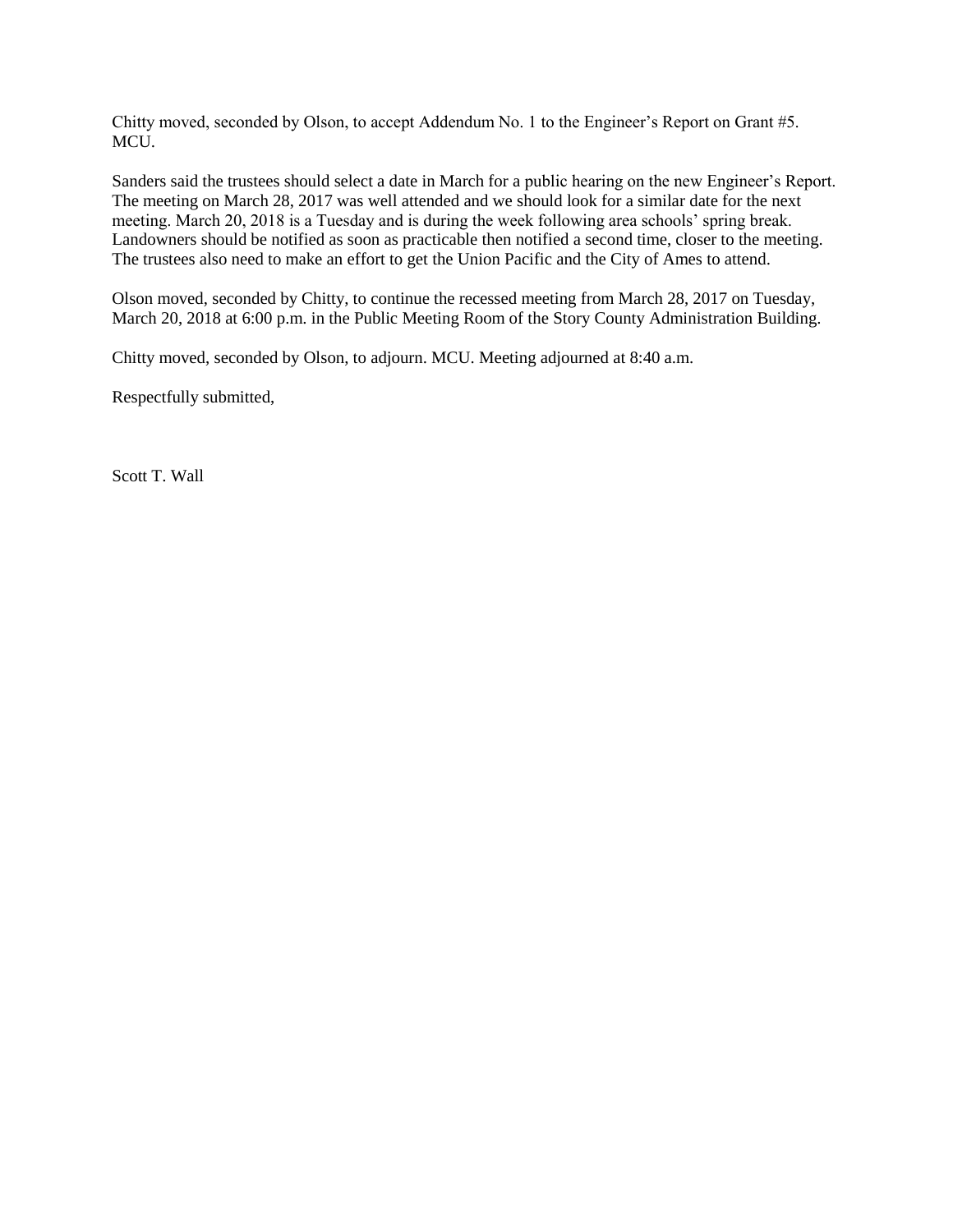Chitty moved, seconded by Olson, to accept Addendum No. 1 to the Engineer's Report on Grant #5. MCU.

Sanders said the trustees should select a date in March for a public hearing on the new Engineer's Report. The meeting on March 28, 2017 was well attended and we should look for a similar date for the next meeting. March 20, 2018 is a Tuesday and is during the week following area schools' spring break. Landowners should be notified as soon as practicable then notified a second time, closer to the meeting. The trustees also need to make an effort to get the Union Pacific and the City of Ames to attend.

Olson moved, seconded by Chitty, to continue the recessed meeting from March 28, 2017 on Tuesday, March 20, 2018 at 6:00 p.m. in the Public Meeting Room of the Story County Administration Building.

Chitty moved, seconded by Olson, to adjourn. MCU. Meeting adjourned at 8:40 a.m.

Respectfully submitted,

Scott T. Wall